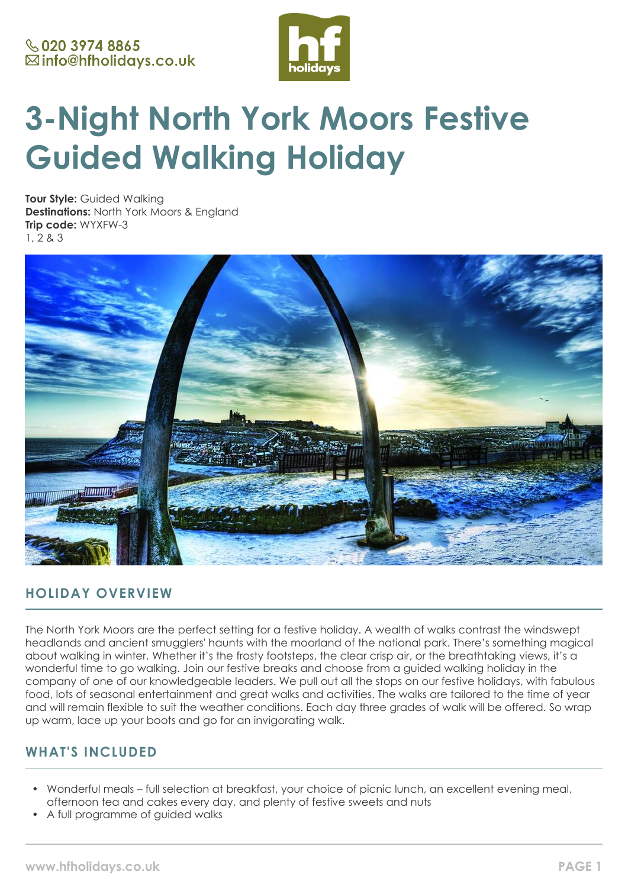020 3974 8865
info@hfholidays.co.uk

# 3-Night North York Moors Festive Guided Walking Holiday

**Tour Style:** Guided Walking
**Destinations:** North York Moors & England
**Trip code:** WYXFW-3
1, 2 & 3

## HOLIDAY OVERVIEW

The North York Moors are the perfect setting for a festive holiday. A wealth of walks contrast the windswept headlands and ancient smugglers' haunts with the moorland of the national park. There's something magical about walking in winter. Whether it's the frosty footsteps, the clear crisp air, or the breathtaking views, it's a wonderful time to go walking. Join our festive breaks and choose from a guided walking holiday in the company of one of our knowledgeable leaders. We pull out all the stops on our festive holidays, with fabulous food, lots of seasonal entertainment and great walks and activities. The walks are tailored to the time of year and will remain flexible to suit the weather conditions. Each day three grades of walk will be offered. So wrap up warm, lace up your boots and go for an invigorating walk.

## WHAT'S INCLUDED

- Wonderful meals – full selection at breakfast, your choice of picnic lunch, an excellent evening meal, afternoon tea and cakes every day, and plenty of festive sweets and nuts
- A full programme of guided walks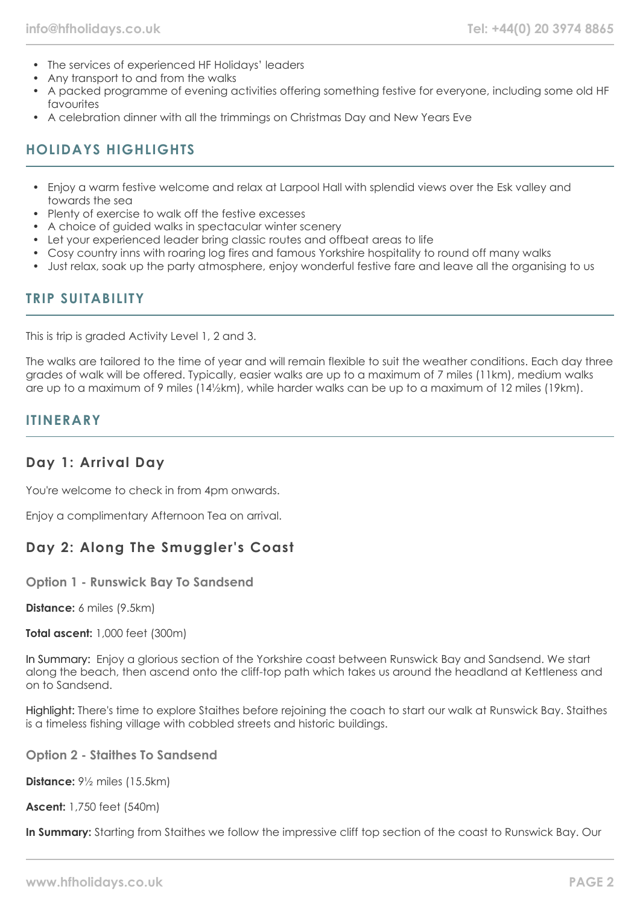- The services of experienced HF Holidays' leaders
- Any transport to and from the walks
- A packed programme of evening activities offering something festive for everyone, including some old HF favourites
- A celebration dinner with all the trimmings on Christmas Day and New Years Eve

## HOLIDAYS HIGHLIGHTS

- Enjoy a warm festive welcome and relax at Larpool Hall with splendid views over the Esk valley and towards the sea
- Plenty of exercise to walk off the festive excesses
- A choice of guided walks in spectacular winter scenery
- Let your experienced leader bring classic routes and offbeat areas to life
- Cosy country inns with roaring log fires and famous Yorkshire hospitality to round off many walks
- Just relax, soak up the party atmosphere, enjoy wonderful festive fare and leave all the organising to us

## TRIP SUITABILITY

This is trip is graded Activity Level 1, 2 and 3.

The walks are tailored to the time of year and will remain flexible to suit the weather conditions. Each day three grades of walk will be offered. Typically, easier walks are up to a maximum of 7 miles (11km), medium walks are up to a maximum of 9 miles (14½km), while harder walks can be up to a maximum of 12 miles (19km).

## ITINERARY

### Day 1: Arrival Day

You're welcome to check in from 4pm onwards.

Enjoy a complimentary Afternoon Tea on arrival.

### Day 2: Along The Smuggler's Coast

#### Option 1 - Runswick Bay To Sandsend

**Distance:** 6 miles (9.5km)

**Total ascent:** 1,000 feet (300m)

In Summary: Enjoy a glorious section of the Yorkshire coast between Runswick Bay and Sandsend. We start along the beach, then ascend onto the cliff-top path which takes us around the headland at Kettleness and on to Sandsend.

Highlight: There's time to explore Staithes before rejoining the coach to start our walk at Runswick Bay. Staithes is a timeless fishing village with cobbled streets and historic buildings.

#### Option 2 - Staithes To Sandsend

**Distance:** 9½ miles (15.5km)

**Ascent:** 1,750 feet (540m)

**In Summary:** Starting from Staithes we follow the impressive cliff top section of the coast to Runswick Bay. Our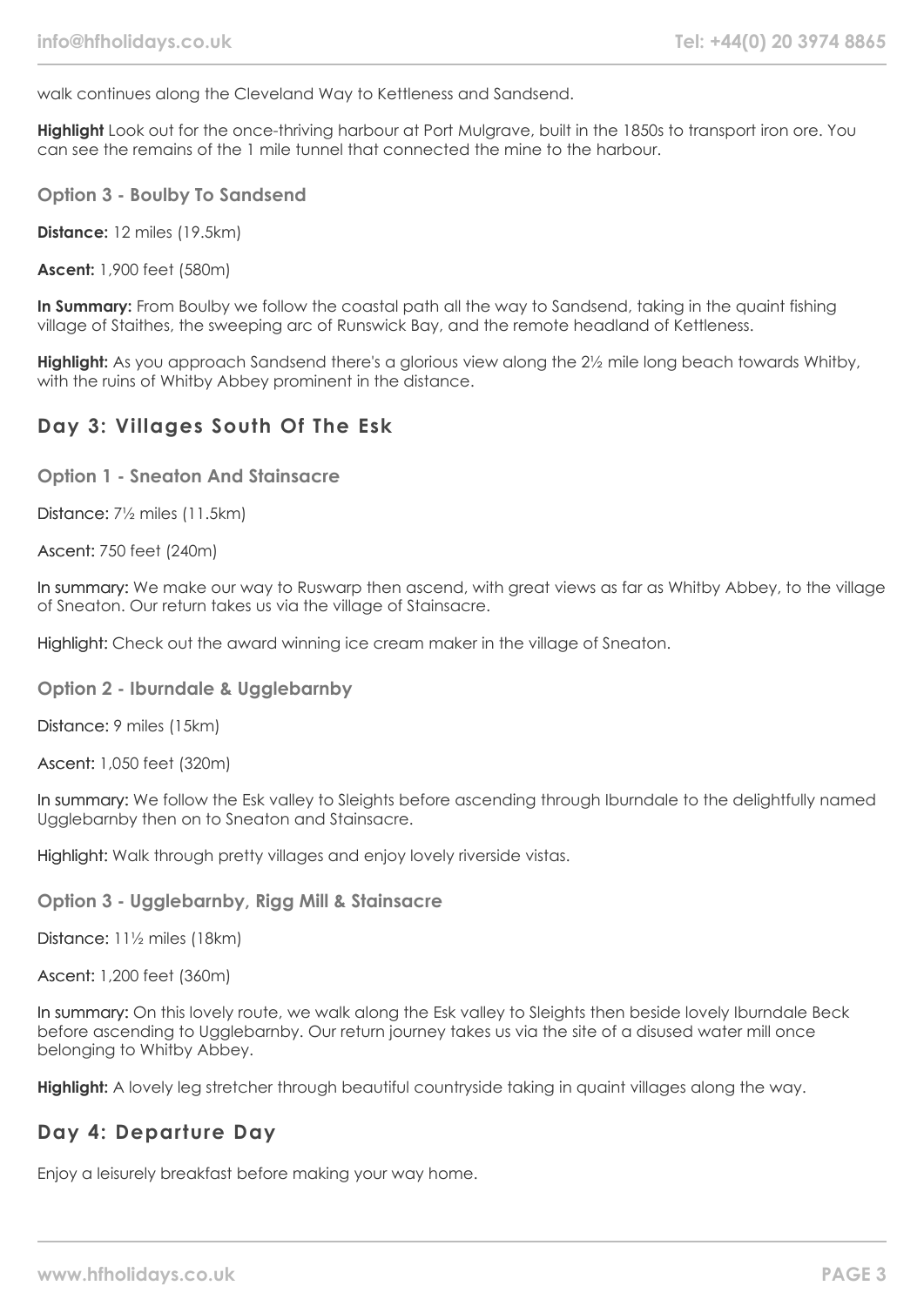walk continues along the Cleveland Way to Kettleness and Sandsend.

**Highlight** Look out for the once-thriving harbour at Port Mulgrave, built in the 1850s to transport iron ore. You can see the remains of the 1 mile tunnel that connected the mine to the harbour.

### Option 3 - Boulby To Sandsend

**Distance:** 12 miles (19.5km)

**Ascent:** 1,900 feet (580m)

**In Summary:** From Boulby we follow the coastal path all the way to Sandsend, taking in the quaint fishing village of Staithes, the sweeping arc of Runswick Bay, and the remote headland of Kettleness.

**Highlight:** As you approach Sandsend there's a glorious view along the 2½ mile long beach towards Whitby, with the ruins of Whitby Abbey prominent in the distance.

## Day 3: Villages South Of The Esk

### Option 1 - Sneaton And Stainsacre

Distance: 7½ miles (11.5km)

Ascent: 750 feet (240m)

In summary: We make our way to Ruswarp then ascend, with great views as far as Whitby Abbey, to the village of Sneaton. Our return takes us via the village of Stainsacre.

Highlight: Check out the award winning ice cream maker in the village of Sneaton.

### Option 2 - Iburndale & Ugglebarnby

Distance: 9 miles (15km)

Ascent: 1,050 feet (320m)

In summary: We follow the Esk valley to Sleights before ascending through Iburndale to the delightfully named Ugglebarnby then on to Sneaton and Stainsacre.

Highlight: Walk through pretty villages and enjoy lovely riverside vistas.

### Option 3 - Ugglebarnby, Rigg Mill & Stainsacre

Distance: 11½ miles (18km)

Ascent: 1,200 feet (360m)

In summary: On this lovely route, we walk along the Esk valley to Sleights then beside lovely Iburndale Beck before ascending to Ugglebarnby. Our return journey takes us via the site of a disused water mill once belonging to Whitby Abbey.

**Highlight:** A lovely leg stretcher through beautiful countryside taking in quaint villages along the way.

## Day 4: Departure Day

Enjoy a leisurely breakfast before making your way home.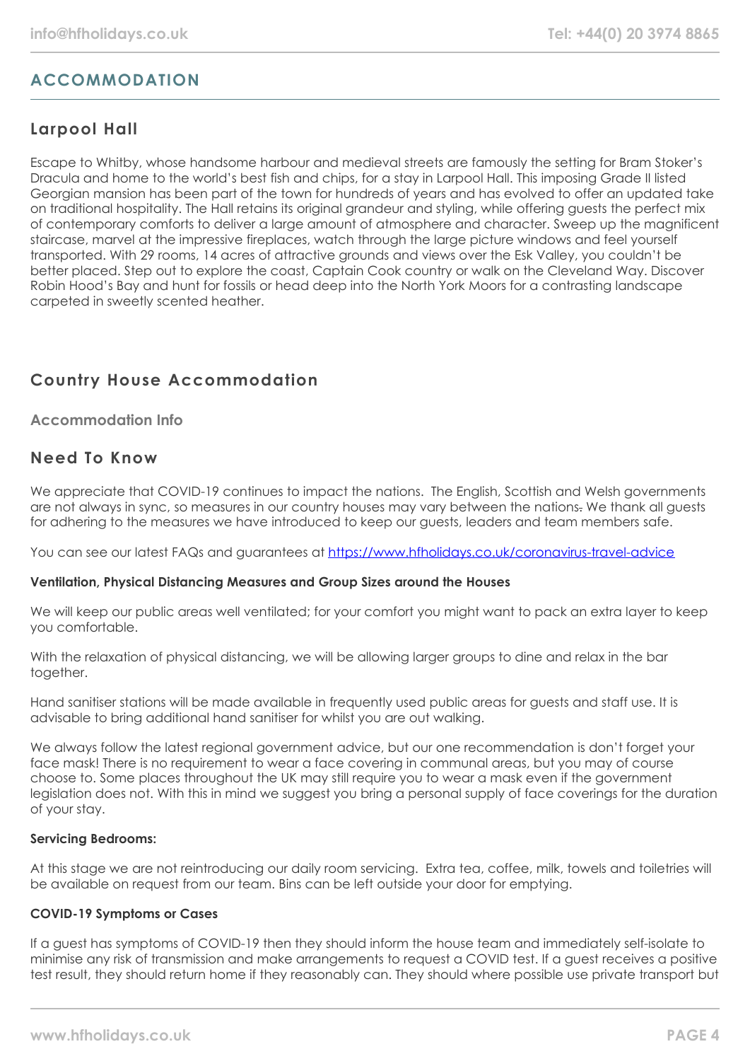## ACCOMMODATION

### Larpool Hall

Escape to Whitby, whose handsome harbour and medieval streets are famously the setting for Bram Stoker's Dracula and home to the world's best fish and chips, for a stay in Larpool Hall. This imposing Grade II listed Georgian mansion has been part of the town for hundreds of years and has evolved to offer an updated take on traditional hospitality. The Hall retains its original grandeur and styling, while offering guests the perfect mix of contemporary comforts to deliver a large amount of atmosphere and character. Sweep up the magnificent staircase, marvel at the impressive fireplaces, watch through the large picture windows and feel yourself transported. With 29 rooms, 14 acres of attractive grounds and views over the Esk Valley, you couldn't be better placed. Step out to explore the coast, Captain Cook country or walk on the Cleveland Way. Discover Robin Hood's Bay and hunt for fossils or head deep into the North York Moors for a contrasting landscape carpeted in sweetly scented heather.

### Country House Accommodation

#### Accommodation Info

### Need To Know

We appreciate that COVID-19 continues to impact the nations. The English, Scottish and Welsh governments are not always in sync, so measures in our country houses may vary between the nations. We thank all guests for adhering to the measures we have introduced to keep our guests, leaders and team members safe.

You can see our latest FAQs and guarantees at https://www.hfholidays.co.uk/coronavirus-travel-advice

**Ventilation, Physical Distancing Measures and Group Sizes around the Houses**

We will keep our public areas well ventilated; for your comfort you might want to pack an extra layer to keep you comfortable.

With the relaxation of physical distancing, we will be allowing larger groups to dine and relax in the bar together.

Hand sanitiser stations will be made available in frequently used public areas for guests and staff use. It is advisable to bring additional hand sanitiser for whilst you are out walking.

We always follow the latest regional government advice, but our one recommendation is don't forget your face mask! There is no requirement to wear a face covering in communal areas, but you may of course choose to. Some places throughout the UK may still require you to wear a mask even if the government legislation does not. With this in mind we suggest you bring a personal supply of face coverings for the duration of your stay.

**Servicing Bedrooms:**

At this stage we are not reintroducing our daily room servicing. Extra tea, coffee, milk, towels and toiletries will be available on request from our team. Bins can be left outside your door for emptying.

**COVID-19 Symptoms or Cases**

If a guest has symptoms of COVID-19 then they should inform the house team and immediately self-isolate to minimise any risk of transmission and make arrangements to request a COVID test. If a guest receives a positive test result, they should return home if they reasonably can. They should where possible use private transport but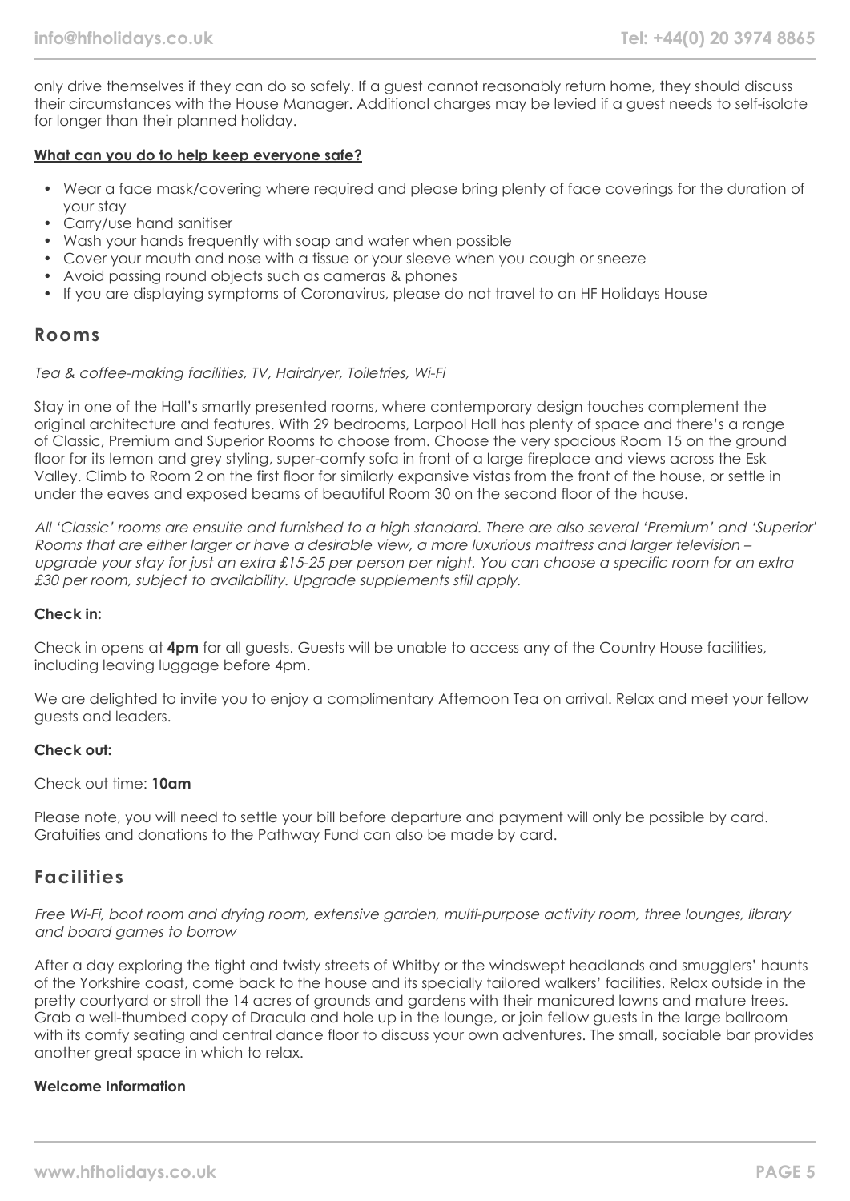only drive themselves if they can do so safely. If a guest cannot reasonably return home, they should discuss their circumstances with the House Manager. Additional charges may be levied if a guest needs to self-isolate for longer than their planned holiday.

**What can you do to help keep everyone safe?**

- Wear a face mask/covering where required and please bring plenty of face coverings for the duration of your stay
- Carry/use hand sanitiser
- Wash your hands frequently with soap and water when possible
- Cover your mouth and nose with a tissue or your sleeve when you cough or sneeze
- Avoid passing round objects such as cameras & phones
- If you are displaying symptoms of Coronavirus, please do not travel to an HF Holidays House

## Rooms

*Tea & coffee-making facilities, TV, Hairdryer, Toiletries, Wi-Fi*

Stay in one of the Hall's smartly presented rooms, where contemporary design touches complement the original architecture and features. With 29 bedrooms, Larpool Hall has plenty of space and there's a range of Classic, Premium and Superior Rooms to choose from. Choose the very spacious Room 15 on the ground floor for its lemon and grey styling, super-comfy sofa in front of a large fireplace and views across the Esk Valley. Climb to Room 2 on the first floor for similarly expansive vistas from the front of the house, or settle in under the eaves and exposed beams of beautiful Room 30 on the second floor of the house.

*All 'Classic' rooms are ensuite and furnished to a high standard. There are also several 'Premium' and 'Superior' Rooms that are either larger or have a desirable view, a more luxurious mattress and larger television – upgrade your stay for just an extra £15-25 per person per night. You can choose a specific room for an extra £30 per room, subject to availability. Upgrade supplements still apply.*

**Check in:**

Check in opens at **4pm** for all guests. Guests will be unable to access any of the Country House facilities, including leaving luggage before 4pm.

We are delighted to invite you to enjoy a complimentary Afternoon Tea on arrival. Relax and meet your fellow guests and leaders.

**Check out:**

Check out time: **10am**

Please note, you will need to settle your bill before departure and payment will only be possible by card. Gratuities and donations to the Pathway Fund can also be made by card.

## Facilities

*Free Wi-Fi, boot room and drying room, extensive garden, multi-purpose activity room, three lounges, library and board games to borrow*

After a day exploring the tight and twisty streets of Whitby or the windswept headlands and smugglers' haunts of the Yorkshire coast, come back to the house and its specially tailored walkers' facilities. Relax outside in the pretty courtyard or stroll the 14 acres of grounds and gardens with their manicured lawns and mature trees. Grab a well-thumbed copy of Dracula and hole up in the lounge, or join fellow guests in the large ballroom with its comfy seating and central dance floor to discuss your own adventures. The small, sociable bar provides another great space in which to relax.

**Welcome Information**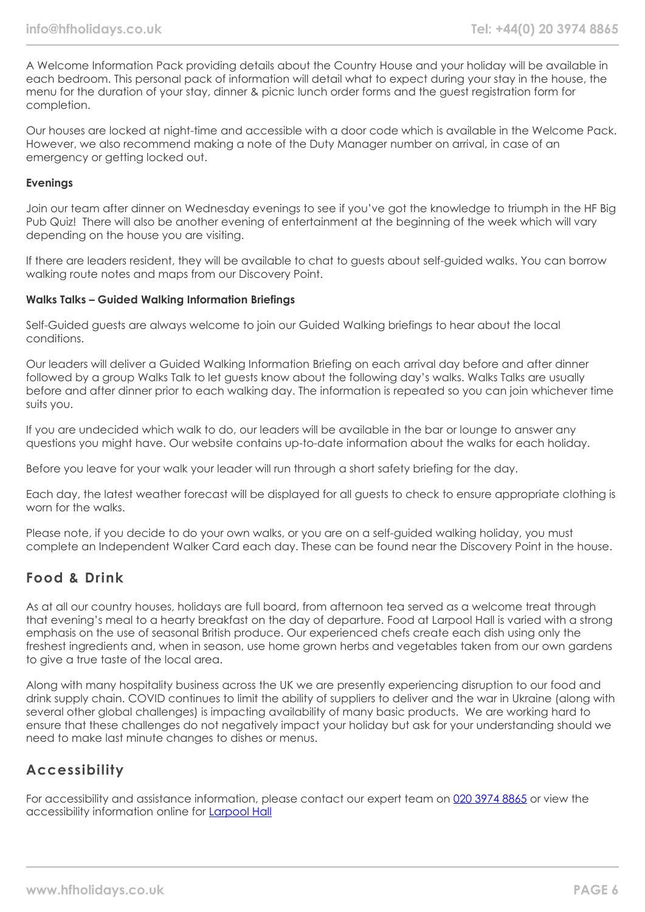A Welcome Information Pack providing details about the Country House and your holiday will be available in each bedroom. This personal pack of information will detail what to expect during your stay in the house, the menu for the duration of your stay, dinner & picnic lunch order forms and the guest registration form for completion.

Our houses are locked at night-time and accessible with a door code which is available in the Welcome Pack. However, we also recommend making a note of the Duty Manager number on arrival, in case of an emergency or getting locked out.

**Evenings**

Join our team after dinner on Wednesday evenings to see if you've got the knowledge to triumph in the HF Big Pub Quiz! There will also be another evening of entertainment at the beginning of the week which will vary depending on the house you are visiting.

If there are leaders resident, they will be available to chat to guests about self-guided walks. You can borrow walking route notes and maps from our Discovery Point.

**Walks Talks – Guided Walking Information Briefings**

Self-Guided guests are always welcome to join our Guided Walking briefings to hear about the local conditions.

Our leaders will deliver a Guided Walking Information Briefing on each arrival day before and after dinner followed by a group Walks Talk to let guests know about the following day's walks. Walks Talks are usually before and after dinner prior to each walking day. The information is repeated so you can join whichever time suits you.

If you are undecided which walk to do, our leaders will be available in the bar or lounge to answer any questions you might have. Our website contains up-to-date information about the walks for each holiday.

Before you leave for your walk your leader will run through a short safety briefing for the day.

Each day, the latest weather forecast will be displayed for all guests to check to ensure appropriate clothing is worn for the walks.

Please note, if you decide to do your own walks, or you are on a self-guided walking holiday, you must complete an Independent Walker Card each day. These can be found near the Discovery Point in the house.

## Food & Drink

As at all our country houses, holidays are full board, from afternoon tea served as a welcome treat through that evening's meal to a hearty breakfast on the day of departure. Food at Larpool Hall is varied with a strong emphasis on the use of seasonal British produce. Our experienced chefs create each dish using only the freshest ingredients and, when in season, use home grown herbs and vegetables taken from our own gardens to give a true taste of the local area.

Along with many hospitality business across the UK we are presently experiencing disruption to our food and drink supply chain. COVID continues to limit the ability of suppliers to deliver and the war in Ukraine (along with several other global challenges) is impacting availability of many basic products. We are working hard to ensure that these challenges do not negatively impact your holiday but ask for your understanding should we need to make last minute changes to dishes or menus.

## Accessibility

For accessibility and assistance information, please contact our expert team on 020 3974 8865 or view the accessibility information online for Larpool Hall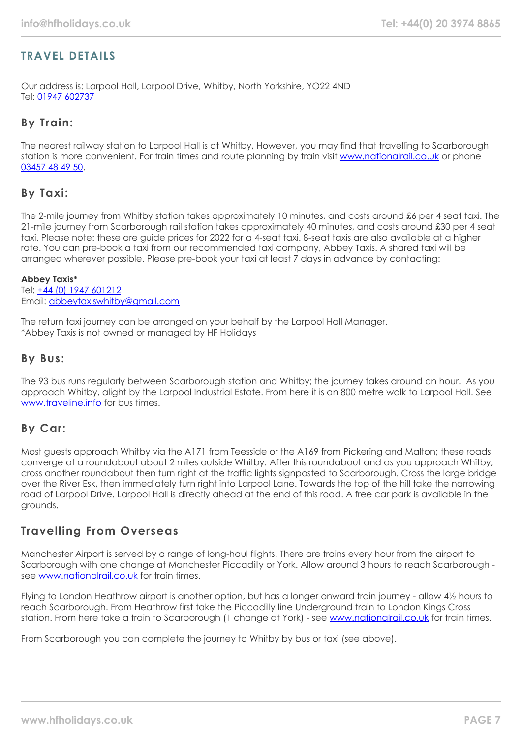## TRAVEL DETAILS

Our address is: Larpool Hall, Larpool Drive, Whitby, North Yorkshire, YO22 4ND
Tel: 01947 602737

### By Train:

The nearest railway station to Larpool Hall is at Whitby, However, you may find that travelling to Scarborough station is more convenient. For train times and route planning by train visit www.nationalrail.co.uk or phone 03457 48 49 50.

### By Taxi:

The 2-mile journey from Whitby station takes approximately 10 minutes, and costs around £6 per 4 seat taxi. The 21-mile journey from Scarborough rail station takes approximately 40 minutes, and costs around £30 per 4 seat taxi. Please note: these are guide prices for 2022 for a 4-seat taxi. 8-seat taxis are also available at a higher rate. You can pre-book a taxi from our recommended taxi company, Abbey Taxis. A shared taxi will be arranged wherever possible. Please pre-book your taxi at least 7 days in advance by contacting:

**Abbey Taxis***
Tel: +44 (0) 1947 601212
Email: abbeytaxiswhitby@gmail.com

The return taxi journey can be arranged on your behalf by the Larpool Hall Manager.
*Abbey Taxis is not owned or managed by HF Holidays

### By Bus:

The 93 bus runs regularly between Scarborough station and Whitby; the journey takes around an hour. As you approach Whitby, alight by the Larpool Industrial Estate. From here it is an 800 metre walk to Larpool Hall. See www.traveline.info for bus times.

### By Car:

Most guests approach Whitby via the A171 from Teesside or the A169 from Pickering and Malton; these roads converge at a roundabout about 2 miles outside Whitby. After this roundabout and as you approach Whitby, cross another roundabout then turn right at the traffic lights signposted to Scarborough. Cross the large bridge over the River Esk, then immediately turn right into Larpool Lane. Towards the top of the hill take the narrowing road of Larpool Drive. Larpool Hall is directly ahead at the end of this road. A free car park is available in the grounds.

### Travelling From Overseas

Manchester Airport is served by a range of long-haul flights. There are trains every hour from the airport to Scarborough with one change at Manchester Piccadilly or York. Allow around 3 hours to reach Scarborough - see www.nationalrail.co.uk for train times.

Flying to London Heathrow airport is another option, but has a longer onward train journey - allow 4½ hours to reach Scarborough. From Heathrow first take the Piccadilly line Underground train to London Kings Cross station. From here take a train to Scarborough (1 change at York) - see www.nationalrail.co.uk for train times.

From Scarborough you can complete the journey to Whitby by bus or taxi (see above).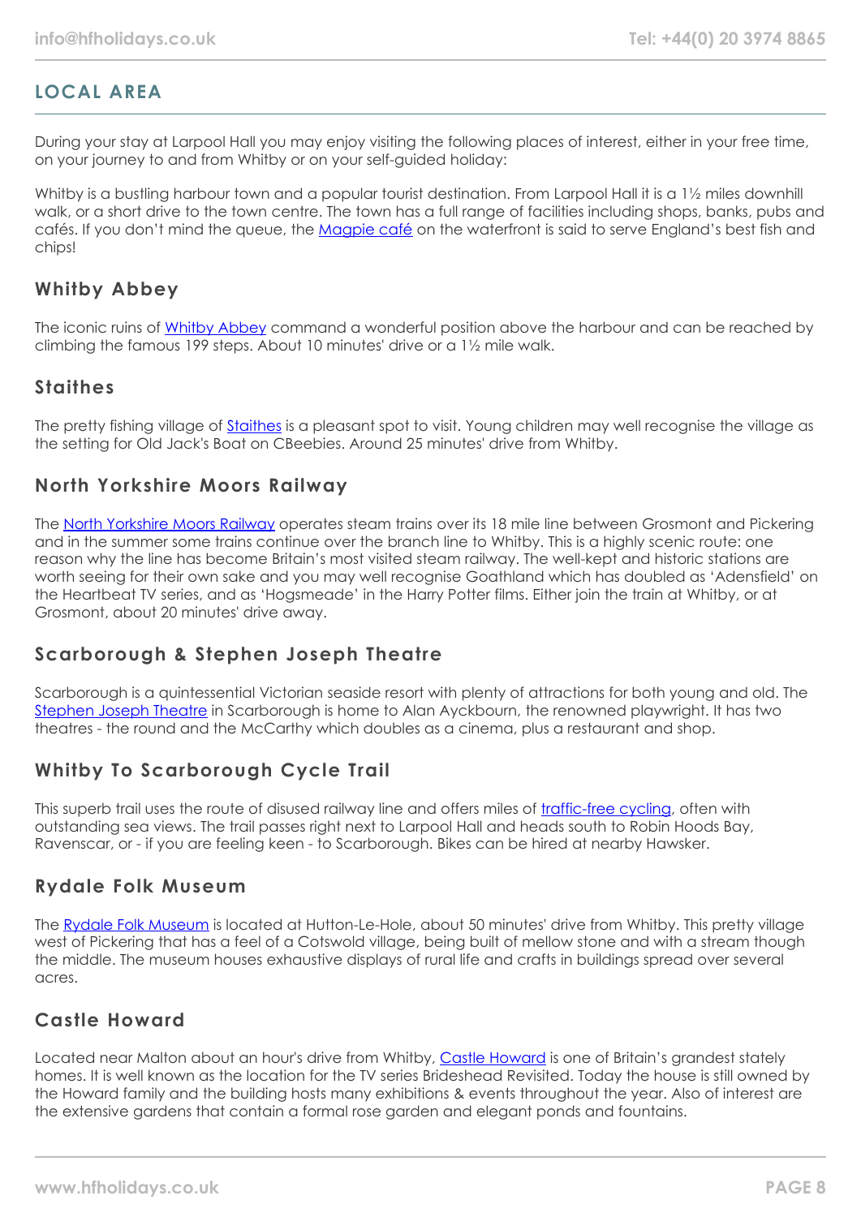## LOCAL AREA

During your stay at Larpool Hall you may enjoy visiting the following places of interest, either in your free time, on your journey to and from Whitby or on your self-guided holiday:

Whitby is a bustling harbour town and a popular tourist destination. From Larpool Hall it is a 1½ miles downhill walk, or a short drive to the town centre. The town has a full range of facilities including shops, banks, pubs and cafés. If you don't mind the queue, the Magpie café on the waterfront is said to serve England's best fish and chips!

### Whitby Abbey

The iconic ruins of Whitby Abbey command a wonderful position above the harbour and can be reached by climbing the famous 199 steps. About 10 minutes' drive or a 1½ mile walk.

### Staithes

The pretty fishing village of Staithes is a pleasant spot to visit. Young children may well recognise the village as the setting for Old Jack's Boat on CBeebies. Around 25 minutes' drive from Whitby.

### North Yorkshire Moors Railway

The North Yorkshire Moors Railway operates steam trains over its 18 mile line between Grosmont and Pickering and in the summer some trains continue over the branch line to Whitby. This is a highly scenic route: one reason why the line has become Britain's most visited steam railway. The well-kept and historic stations are worth seeing for their own sake and you may well recognise Goathland which has doubled as 'Adensfield' on the Heartbeat TV series, and as 'Hogsmeade' in the Harry Potter films. Either join the train at Whitby, or at Grosmont, about 20 minutes' drive away.

### Scarborough & Stephen Joseph Theatre

Scarborough is a quintessential Victorian seaside resort with plenty of attractions for both young and old. The Stephen Joseph Theatre in Scarborough is home to Alan Ayckbourn, the renowned playwright. It has two theatres - the round and the McCarthy which doubles as a cinema, plus a restaurant and shop.

### Whitby To Scarborough Cycle Trail

This superb trail uses the route of disused railway line and offers miles of traffic-free cycling, often with outstanding sea views. The trail passes right next to Larpool Hall and heads south to Robin Hoods Bay, Ravenscar, or - if you are feeling keen - to Scarborough. Bikes can be hired at nearby Hawsker.

### Rydale Folk Museum

The Rydale Folk Museum is located at Hutton-Le-Hole, about 50 minutes' drive from Whitby. This pretty village west of Pickering that has a feel of a Cotswold village, being built of mellow stone and with a stream though the middle. The museum houses exhaustive displays of rural life and crafts in buildings spread over several acres.

### Castle Howard

Located near Malton about an hour's drive from Whitby, Castle Howard is one of Britain's grandest stately homes. It is well known as the location for the TV series Brideshead Revisited. Today the house is still owned by the Howard family and the building hosts many exhibitions & events throughout the year. Also of interest are the extensive gardens that contain a formal rose garden and elegant ponds and fountains.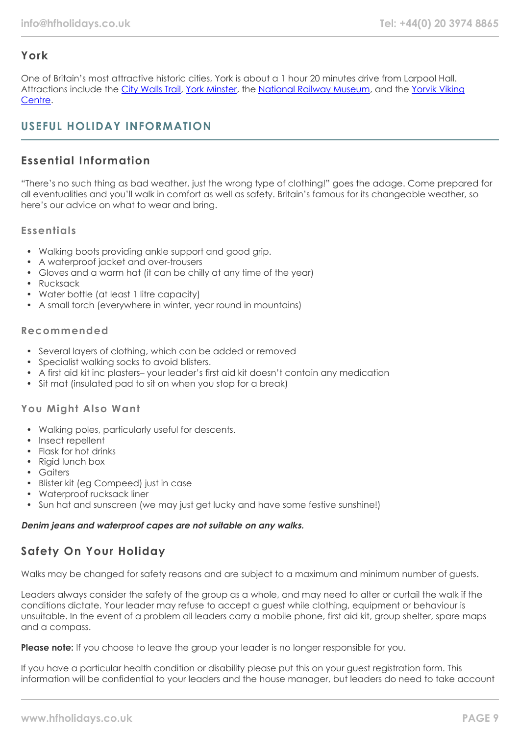### York

One of Britain's most attractive historic cities, York is about a 1 hour 20 minutes drive from Larpool Hall. Attractions include the City Walls Trail, York Minster, the National Railway Museum, and the Yorvik Viking Centre.

## USEFUL HOLIDAY INFORMATION

### Essential Information

"There's no such thing as bad weather, just the wrong type of clothing!" goes the adage. Come prepared for all eventualities and you'll walk in comfort as well as safety. Britain's famous for its changeable weather, so here's our advice on what to wear and bring.

#### Essentials

- Walking boots providing ankle support and good grip.
- A waterproof jacket and over-trousers
- Gloves and a warm hat (it can be chilly at any time of the year)
- Rucksack
- Water bottle (at least 1 litre capacity)
- A small torch (everywhere in winter, year round in mountains)

#### Recommended

- Several layers of clothing, which can be added or removed
- Specialist walking socks to avoid blisters.
- A first aid kit inc plasters– your leader's first aid kit doesn't contain any medication
- Sit mat (insulated pad to sit on when you stop for a break)

#### You Might Also Want

- Walking poles, particularly useful for descents.
- Insect repellent
- Flask for hot drinks
- Rigid lunch box
- Gaiters
- Blister kit (eg Compeed) just in case
- Waterproof rucksack liner
- Sun hat and sunscreen (we may just get lucky and have some festive sunshine!)

***Denim jeans and waterproof capes are not suitable on any walks.***

### Safety On Your Holiday

Walks may be changed for safety reasons and are subject to a maximum and minimum number of guests.

Leaders always consider the safety of the group as a whole, and may need to alter or curtail the walk if the conditions dictate. Your leader may refuse to accept a guest while clothing, equipment or behaviour is unsuitable. In the event of a problem all leaders carry a mobile phone, first aid kit, group shelter, spare maps and a compass.

**Please note:** If you choose to leave the group your leader is no longer responsible for you.

If you have a particular health condition or disability please put this on your guest registration form. This information will be confidential to your leaders and the house manager, but leaders do need to take account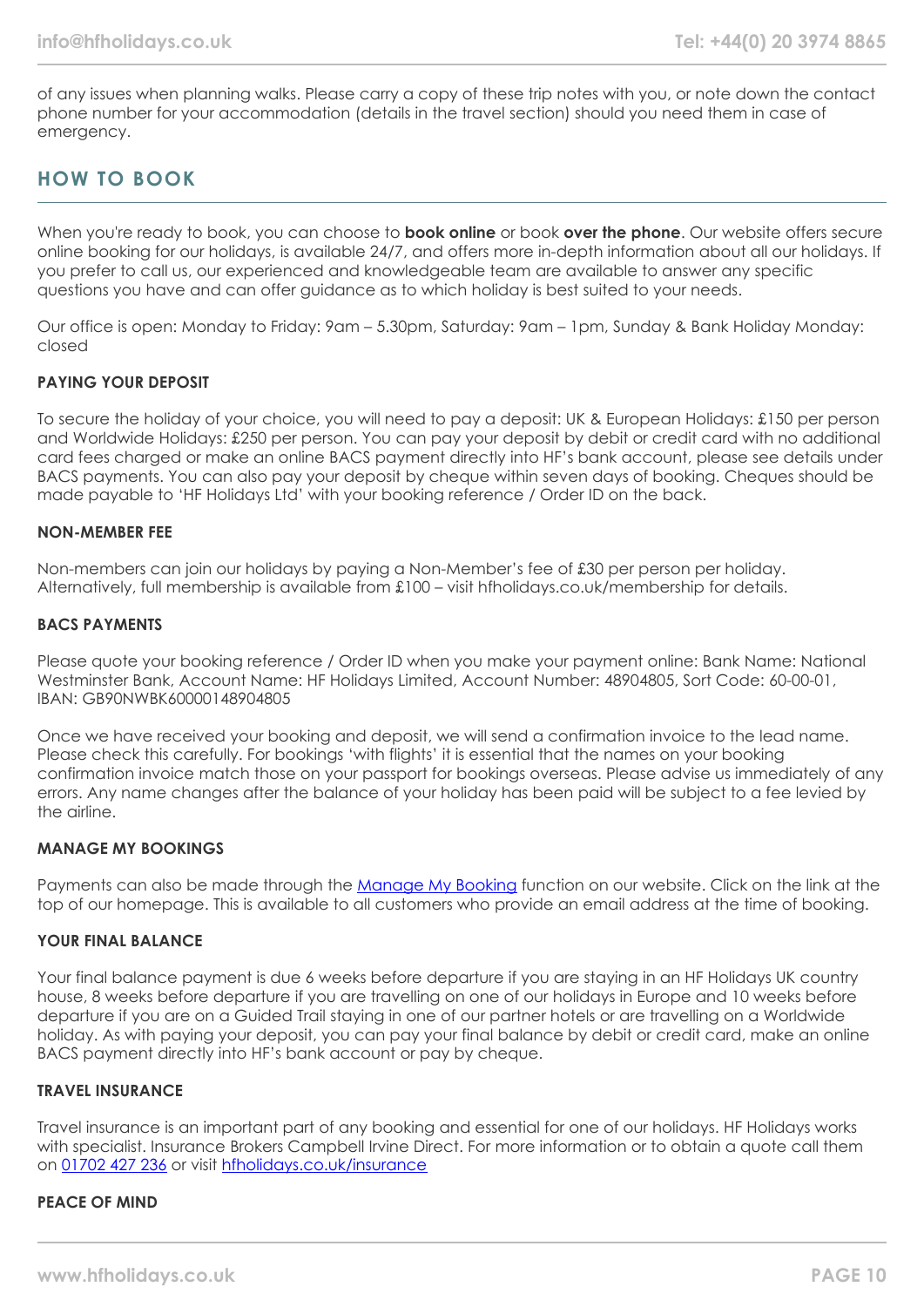of any issues when planning walks. Please carry a copy of these trip notes with you, or note down the contact phone number for your accommodation (details in the travel section) should you need them in case of emergency.

## HOW TO BOOK

When you're ready to book, you can choose to **book online** or book **over the phone**. Our website offers secure online booking for our holidays, is available 24/7, and offers more in-depth information about all our holidays. If you prefer to call us, our experienced and knowledgeable team are available to answer any specific questions you have and can offer guidance as to which holiday is best suited to your needs.

Our office is open: Monday to Friday: 9am – 5.30pm, Saturday: 9am – 1pm, Sunday & Bank Holiday Monday: closed

### PAYING YOUR DEPOSIT

To secure the holiday of your choice, you will need to pay a deposit: UK & European Holidays: £150 per person and Worldwide Holidays: £250 per person. You can pay your deposit by debit or credit card with no additional card fees charged or make an online BACS payment directly into HF's bank account, please see details under BACS payments. You can also pay your deposit by cheque within seven days of booking. Cheques should be made payable to 'HF Holidays Ltd' with your booking reference / Order ID on the back.

### NON-MEMBER FEE

Non-members can join our holidays by paying a Non-Member's fee of £30 per person per holiday. Alternatively, full membership is available from £100 – visit hfholidays.co.uk/membership for details.

### BACS PAYMENTS

Please quote your booking reference / Order ID when you make your payment online: Bank Name: National Westminster Bank, Account Name: HF Holidays Limited, Account Number: 48904805, Sort Code: 60-00-01, IBAN: GB90NWBK60000148904805

Once we have received your booking and deposit, we will send a confirmation invoice to the lead name. Please check this carefully. For bookings 'with flights' it is essential that the names on your booking confirmation invoice match those on your passport for bookings overseas. Please advise us immediately of any errors. Any name changes after the balance of your holiday has been paid will be subject to a fee levied by the airline.

### MANAGE MY BOOKINGS

Payments can also be made through the Manage My Booking function on our website. Click on the link at the top of our homepage. This is available to all customers who provide an email address at the time of booking.

### YOUR FINAL BALANCE

Your final balance payment is due 6 weeks before departure if you are staying in an HF Holidays UK country house, 8 weeks before departure if you are travelling on one of our holidays in Europe and 10 weeks before departure if you are on a Guided Trail staying in one of our partner hotels or are travelling on a Worldwide holiday. As with paying your deposit, you can pay your final balance by debit or credit card, make an online BACS payment directly into HF's bank account or pay by cheque.

### TRAVEL INSURANCE

Travel insurance is an important part of any booking and essential for one of our holidays. HF Holidays works with specialist. Insurance Brokers Campbell Irvine Direct. For more information or to obtain a quote call them on 01702 427 236 or visit hfholidays.co.uk/insurance

### PEACE OF MIND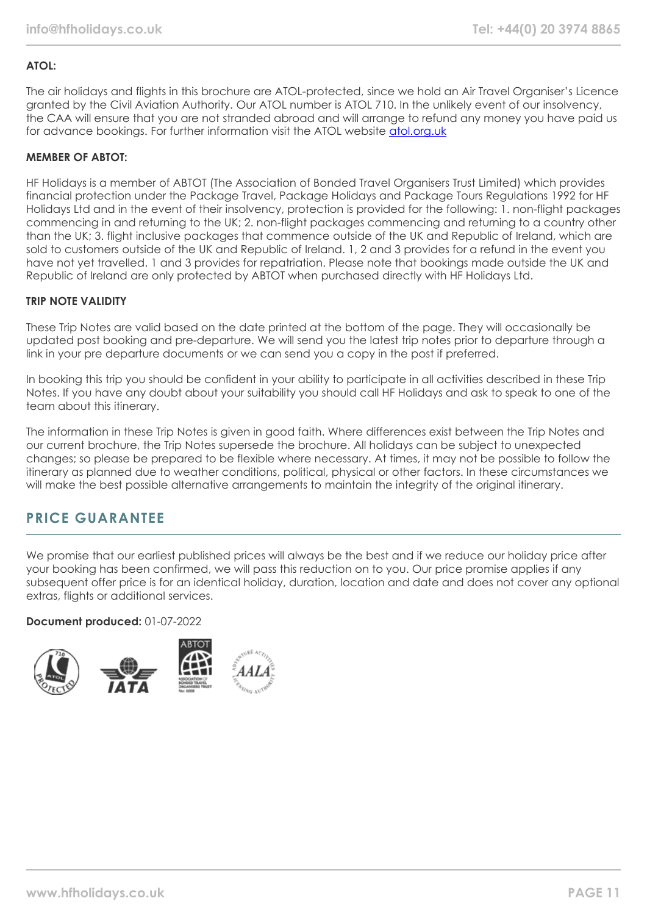**ATOL:**

The air holidays and flights in this brochure are ATOL-protected, since we hold an Air Travel Organiser's Licence granted by the Civil Aviation Authority. Our ATOL number is ATOL 710. In the unlikely event of our insolvency, the CAA will ensure that you are not stranded abroad and will arrange to refund any money you have paid us for advance bookings. For further information visit the ATOL website [atol.org.uk](atol.org.uk)

**MEMBER OF ABTOT:**

HF Holidays is a member of ABTOT (The Association of Bonded Travel Organisers Trust Limited) which provides financial protection under the Package Travel, Package Holidays and Package Tours Regulations 1992 for HF Holidays Ltd and in the event of their insolvency, protection is provided for the following: 1. non-flight packages commencing in and returning to the UK; 2. non-flight packages commencing and returning to a country other than the UK; 3. flight inclusive packages that commence outside of the UK and Republic of Ireland, which are sold to customers outside of the UK and Republic of Ireland. 1, 2 and 3 provides for a refund in the event you have not yet travelled. 1 and 3 provides for repatriation. Please note that bookings made outside the UK and Republic of Ireland are only protected by ABTOT when purchased directly with HF Holidays Ltd.

**TRIP NOTE VALIDITY**

These Trip Notes are valid based on the date printed at the bottom of the page. They will occasionally be updated post booking and pre-departure. We will send you the latest trip notes prior to departure through a link in your pre departure documents or we can send you a copy in the post if preferred.

In booking this trip you should be confident in your ability to participate in all activities described in these Trip Notes. If you have any doubt about your suitability you should call HF Holidays and ask to speak to one of the team about this itinerary.

The information in these Trip Notes is given in good faith. Where differences exist between the Trip Notes and our current brochure, the Trip Notes supersede the brochure. All holidays can be subject to unexpected changes; so please be prepared to be flexible where necessary. At times, it may not be possible to follow the itinerary as planned due to weather conditions, political, physical or other factors. In these circumstances we will make the best possible alternative arrangements to maintain the integrity of the original itinerary.

## PRICE GUARANTEE

We promise that our earliest published prices will always be the best and if we reduce our holiday price after your booking has been confirmed, we will pass this reduction on to you. Our price promise applies if any subsequent offer price is for an identical holiday, duration, location and date and does not cover any optional extras, flights or additional services.

**Document produced:** 01-07-2022